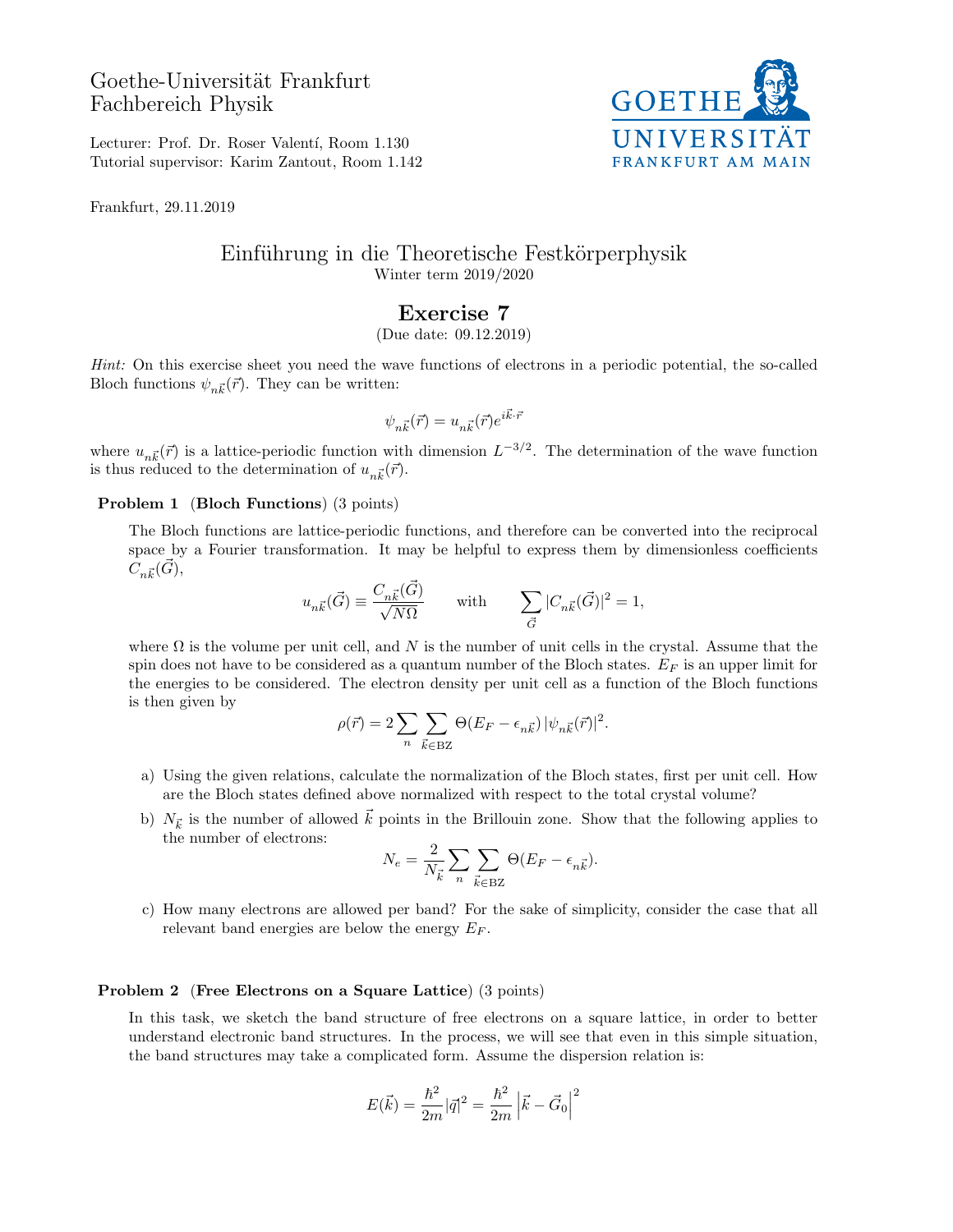Goethe-Universität Frankfurt
Fachbereich Physik

Lecturer: Prof. Dr. Roser Valentí, Room 1.130
Tutorial supervisor: Karim Zantout, Room 1.142

GOETHE UNIVERSITÄT FRANKFURT AM MAIN

Frankfurt, 29.11.2019

# Einführung in die Theoretische Festkörperphysik

Winter term 2019/2020

## Exercise 7

(Due date: 09.12.2019)

*Hint:* On this exercise sheet you need the wave functions of electrons in a periodic potential, the so-called Bloch functions $\psi_{n\vec{k}}(\vec{r})$. They can be written:

$$\psi_{n\vec{k}}(\vec{r}) = u_{n\vec{k}}(\vec{r})e^{i\vec{k}\cdot\vec{r}}$$

where $u_{n\vec{k}}(\vec{r})$ is a lattice-periodic function with dimension $L^{-3/2}$. The determination of the wave function is thus reduced to the determination of $u_{n\vec{k}}(\vec{r})$.

### Problem 1 (Bloch Functions) (3 points)

The Bloch functions are lattice-periodic functions, and therefore can be converted into the reciprocal space by a Fourier transformation. It may be helpful to express them by dimensionless coefficients $C_{n\vec{k}}(\vec{G})$,

$$u_{n\vec{k}}(\vec{G}) \equiv \frac{C_{n\vec{k}}(\vec{G})}{\sqrt{N\Omega}} \qquad \text{with} \qquad \sum_{\vec{G}} |C_{n\vec{k}}(\vec{G})|^2 = 1,$$

where $\Omega$ is the volume per unit cell, and $N$ is the number of unit cells in the crystal. Assume that the spin does not have to be considered as a quantum number of the Bloch states. $E_F$ is an upper limit for the energies to be considered. The electron density per unit cell as a function of the Bloch functions is then given by

$$\rho(\vec{r}) = 2\sum_{n}\sum_{\vec{k}\in\text{BZ}} \Theta(E_F - \epsilon_{n\vec{k}})\,|\psi_{n\vec{k}}(\vec{r})|^2.$$

a) Using the given relations, calculate the normalization of the Bloch states, first per unit cell. How are the Bloch states defined above normalized with respect to the total crystal volume?

b) $N_{\vec{k}}$ is the number of allowed $\vec{k}$ points in the Brillouin zone. Show that the following applies to the number of electrons:

$$N_e = \frac{2}{N_{\vec{k}}}\sum_{n}\sum_{\vec{k}\in\text{BZ}} \Theta(E_F - \epsilon_{n\vec{k}}).$$

c) How many electrons are allowed per band? For the sake of simplicity, consider the case that all relevant band energies are below the energy $E_F$.

### Problem 2 (Free Electrons on a Square Lattice) (3 points)

In this task, we sketch the band structure of free electrons on a square lattice, in order to better understand electronic band structures. In the process, we will see that even in this simple situation, the band structures may take a complicated form. Assume the dispersion relation is:

$$E(\vec{k}) = \frac{\hbar^2}{2m}|\vec{q}|^2 = \frac{\hbar^2}{2m}\left|\vec{k} - \vec{G}_0\right|^2$$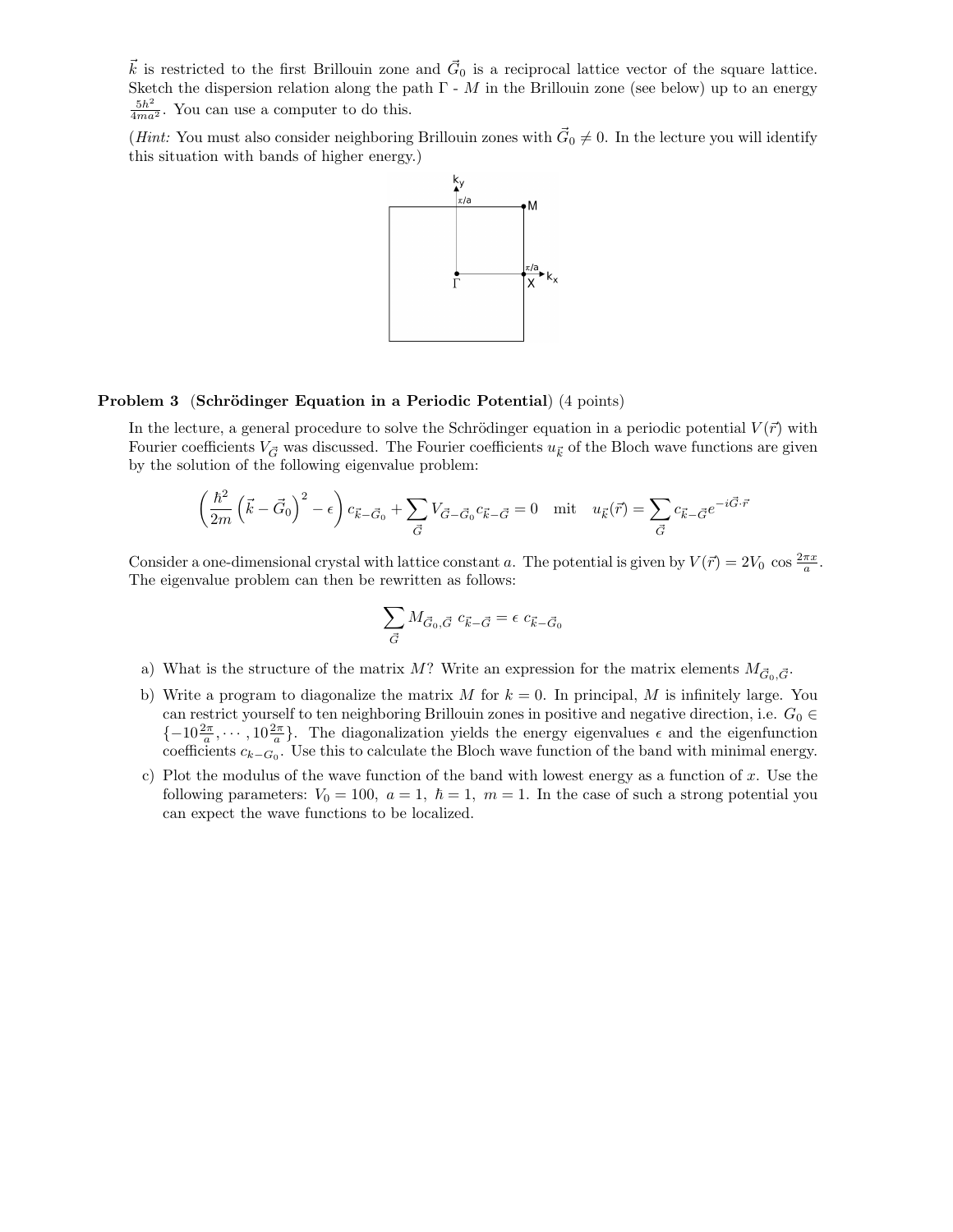$\vec{k}$ is restricted to the first Brillouin zone and $\vec{G}_0$ is a reciprocal lattice vector of the square lattice. Sketch the dispersion relation along the path $\Gamma$ - $M$ in the Brillouin zone (see below) up to an energy $\frac{5h^2}{4ma^2}$. You can use a computer to do this.

(*Hint:* You must also consider neighboring Brillouin zones with $\vec{G}_0 \neq 0$. In the lecture you will identify this situation with bands of higher energy.)

$k_y$

$\pi/a$

M

$\pi/a$

$k_x$

$\Gamma$

X

**Problem 3** **(Schrödinger Equation in a Periodic Potential)** (4 points)

In the lecture, a general procedure to solve the Schrödinger equation in a periodic potential $V(\vec{r})$ with Fourier coefficients $V_{\vec{G}}$ was discussed. The Fourier coefficients $u_{\vec{k}}$ of the Bloch wave functions are given by the solution of the following eigenvalue problem:

$$\left( \frac{\hbar^2}{2m} \left( \vec{k} - \vec{G}_0 \right)^2 - \epsilon \right) c_{\vec{k}-\vec{G}_0} + \sum_{\vec{G}} V_{\vec{G}-\vec{G}_0} c_{\vec{k}-\vec{G}} = 0 \quad \text{mit} \quad u_{\vec{k}}(\vec{r}) = \sum_{\vec{G}} c_{\vec{k}-\vec{G}} e^{-i\vec{G}\cdot\vec{r}}$$

Consider a one-dimensional crystal with lattice constant $a$. The potential is given by $V(\vec{r}) = 2V_0 \cos \frac{2\pi x}{a}$. The eigenvalue problem can then be rewritten as follows:

$$\sum_{\vec{G}} M_{\vec{G}_0,\vec{G}} \, c_{\vec{k}-\vec{G}} = \epsilon \, c_{\vec{k}-\vec{G}_0}$$

a) What is the structure of the matrix $M$? Write an expression for the matrix elements $M_{\vec{G}_0,\vec{G}}$.

b) Write a program to diagonalize the matrix $M$ for $k = 0$. In principal, $M$ is infinitely large. You can restrict yourself to ten neighboring Brillouin zones in positive and negative direction, i.e. $G_0 \in \{-10\frac{2\pi}{a}, \cdots, 10\frac{2\pi}{a}\}$. The diagonalization yields the energy eigenvalues $\epsilon$ and the eigenfunction coefficients $c_{k-G_0}$. Use this to calculate the Bloch wave function of the band with minimal energy.

c) Plot the modulus of the wave function of the band with lowest energy as a function of $x$. Use the following parameters: $V_0 = 100$, $a = 1$, $\hbar = 1$, $m = 1$. In the case of such a strong potential you can expect the wave functions to be localized.